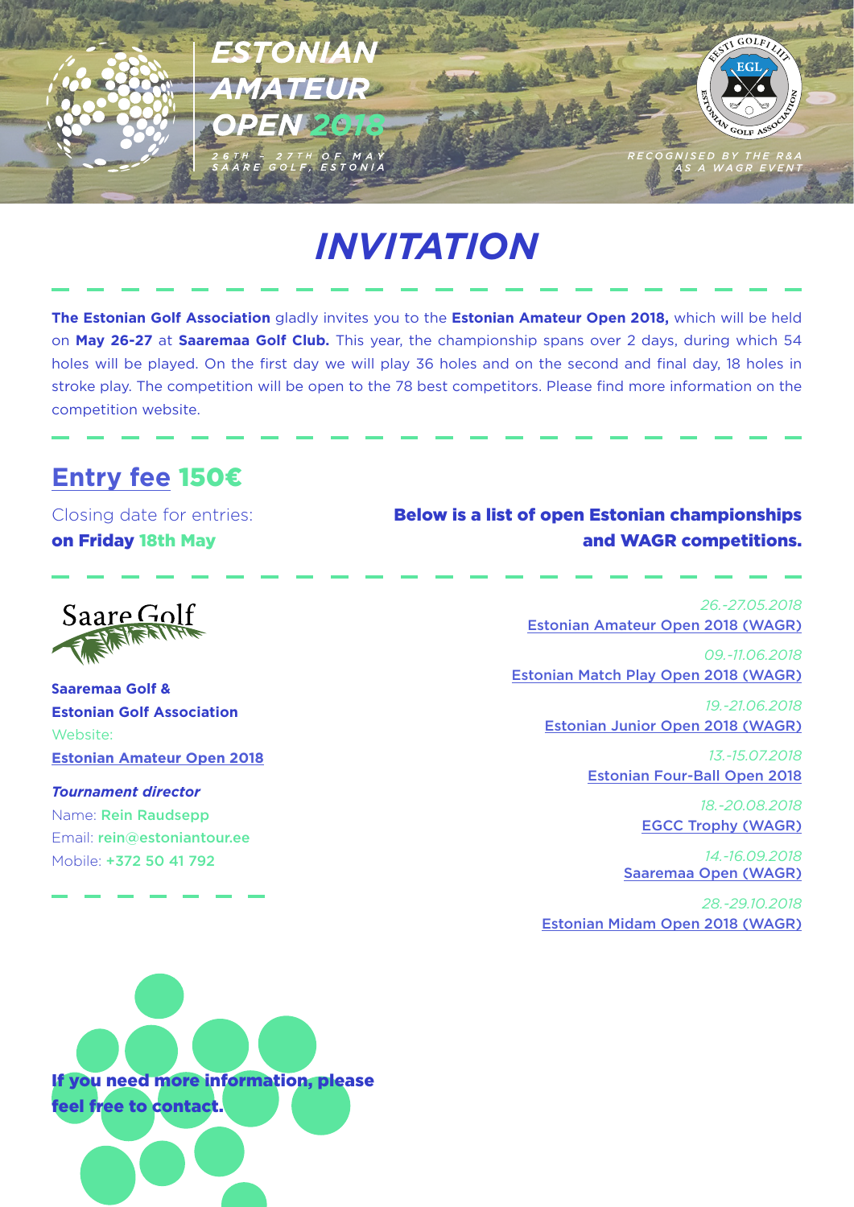# ESTONIAN AMATEUR OPEN 2018

26TH - 27TH OF MAY
SAARE GOLF, ESTONIA

RECOGNISED BY THE R&A AS A WAGR EVENT

## INVITATION

**The Estonian Golf Association** gladly invites you to the **Estonian Amateur Open 2018,** which will be held on **May 26-27** at **Saaremaa Golf Club.** This year, the championship spans over 2 days, during which 54 holes will be played. On the first day we will play 36 holes and on the second and final day, 18 holes in stroke play. The competition will be open to the 78 best competitors. Please find more information on the competition website.

## Entry fee 150€

Closing date for entries:
**on Friday 18th May**

**Saaremaa Golf & Estonian Golf Association**
Website:
Estonian Amateur Open 2018

***Tournament director***
Name: Rein Raudsepp
Email: rein@estoniantour.ee
Mobile: +372 50 41 792

**Below is a list of open Estonian championships and WAGR competitions.**

*26.-27.05.2018*
Estonian Amateur Open 2018 (WAGR)

*09.-11.06.2018*
Estonian Match Play Open 2018 (WAGR)

*19.-21.06.2018*
Estonian Junior Open 2018 (WAGR)

*13.-15.07.2018*
Estonian Four-Ball Open 2018

*18.-20.08.2018*
EGCC Trophy (WAGR)

*14.-16.09.2018*
Saaremaa Open (WAGR)

*28.-29.10.2018*
Estonian Midam Open 2018 (WAGR)

**If you need more information, please feel free to contact.**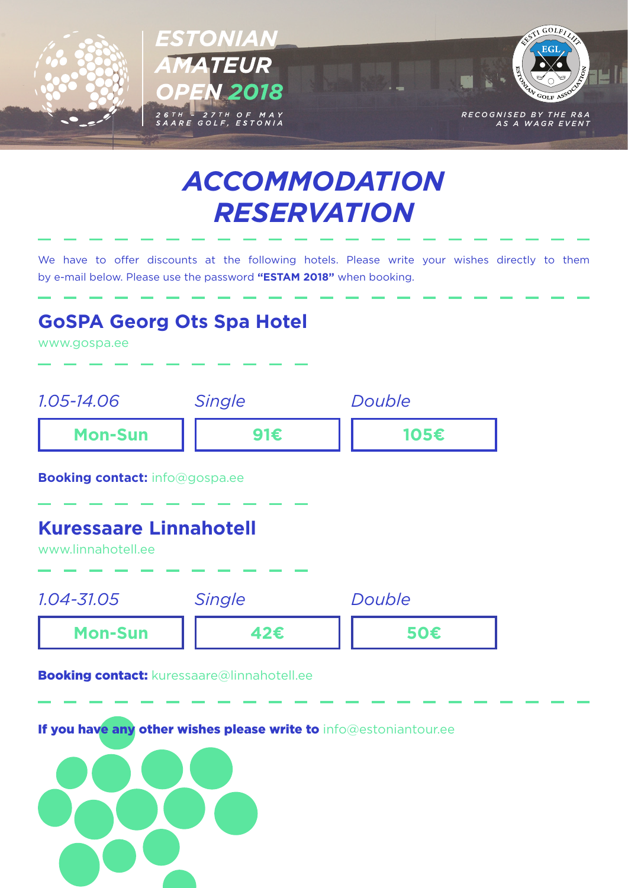ESTONIAN AMATEUR OPEN 2018

26TH - 27TH OF MAY
SAARE GOLF, ESTONIA

RECOGNISED BY THE R&A AS A WAGR EVENT

# ACCOMMODATION RESERVATION

We have to offer discounts at the following hotels. Please write your wishes directly to them by e-mail below. Please use the password **"ESTAM 2018"** when booking.

## GoSPA Georg Ots Spa Hotel

www.gospa.ee

| *1.05-14.06* | *Single* | *Double* |
|---|---|---|
| Mon-Sun | 91€ | 105€ |

**Booking contact:** info@gospa.ee

## Kuressaare Linnahotell

www.linnahotell.ee

| *1.04-31.05* | *Single* | *Double* |
|---|---|---|
| Mon-Sun | 42€ | 50€ |

**Booking contact:** kuressaare@linnahotell.ee

**If you have any other wishes please write to** info@estoniantour.ee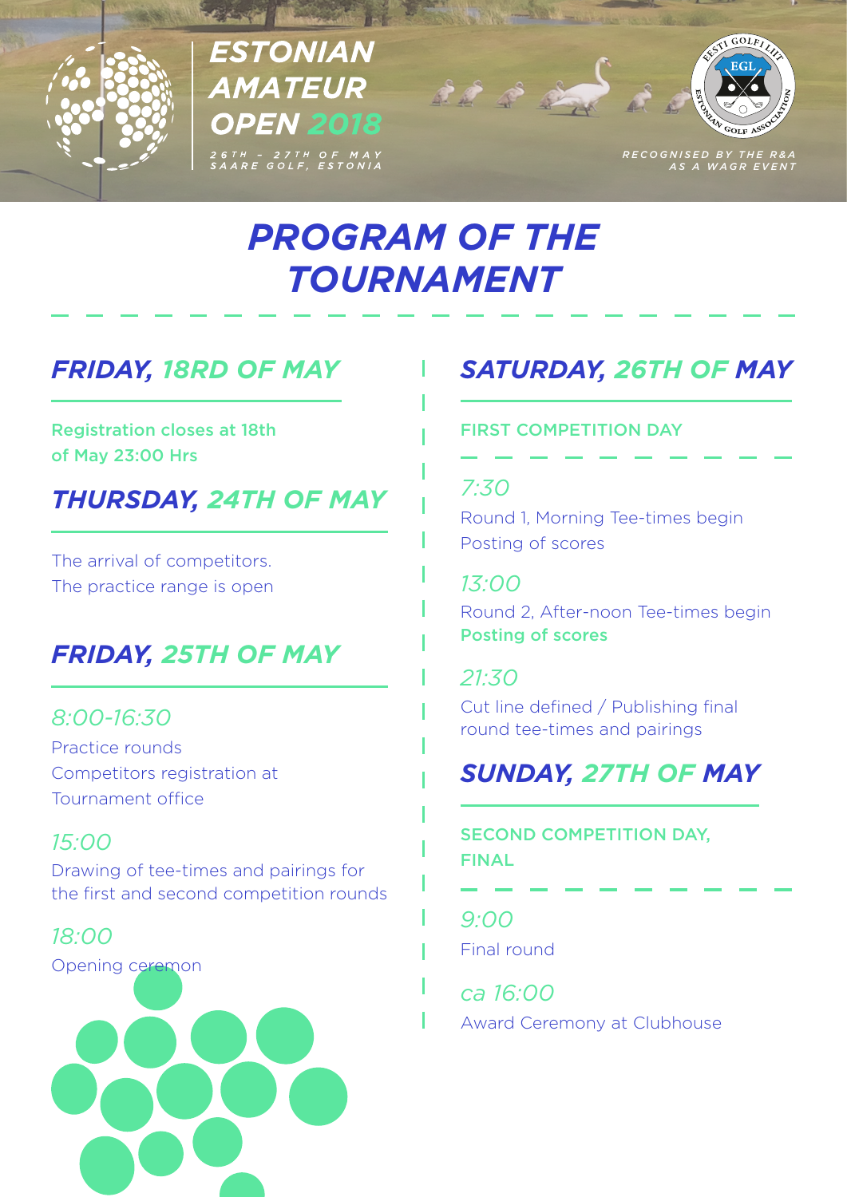# ESTONIAN AMATEUR OPEN 2018

26TH – 27TH OF MAY
SAARE GOLF, ESTONIA

RECOGNISED BY THE R&A AS A WAGR EVENT

## PROGRAM OF THE TOURNAMENT

### FRIDAY, 18RD OF MAY

Registration closes at 18th of May 23:00 Hrs

### THURSDAY, 24TH OF MAY

The arrival of competitors.
The practice range is open

### FRIDAY, 25TH OF MAY

*8:00-16:30*

Practice rounds
Competitors registration at Tournament office

*15:00*

Drawing of tee-times and pairings for the first and second competition rounds

*18:00*

Opening ceremon

### SATURDAY, 26TH OF MAY

FIRST COMPETITION DAY

*7:30*

Round 1, Morning Tee-times begin
Posting of scores

*13:00*

Round 2, After-noon Tee-times begin
Posting of scores

*21:30*

Cut line defined / Publishing final round tee-times and pairings

### SUNDAY, 27TH OF MAY

SECOND COMPETITION DAY, FINAL

*9:00*

Final round

*ca 16:00*

Award Ceremony at Clubhouse